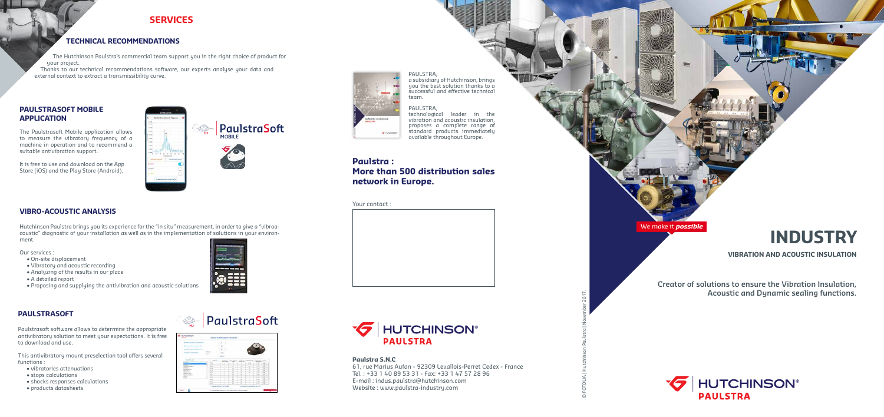# SERVICES

## TECHNICAL RECOMMENDATIONS

The Hutchinson Paulstra's commercial team support you in the right choice of product for your project.

Thanks to our technical recommendations software, our experts analyse your data and external context to extract a transmissibility curve.

## PAULSTRASOFT MOBILE APPLICATION

The Paulstrasoft Mobile application allows to measure the vibratory frequency of a machine in operation and to recommend a suitable antivibration support.

It is free to use and download on the App Store (iOS) and the Play Store (Android).

PaulstraSoft MOBILE

## VIBRO-ACOUSTIC ANALYSIS

Hutchinson Paulstra brings you its experience for the "in situ" measurement, in order to give a "vibroa-coustic" diagnostic of your installation as well as in the implementation of solutions in your environment.

Our services :

- On-site displacement
- Vibratory and acoustic recording
- Analyzing of the results in our place
- A detailed report
- Proposing and supplying the antivibration and acoustic solutions

## PAULSTRASOFT

PaulstraSoft

Paulstrasoft software allows to determine the appropriate antivibratory solution to meet your expectations. It is free to download and use.

This antivibratory mount preselection tool offers several functions :

- vibratories attenuations
- stops calculations
- shocks responses calculations
- products datasheets

PAULSTRA,
a subsidiary of Hutchinson, brings you the best solution thanks to a successful and effective technical team.

PAULSTRA,
technological leader in the vibration and acoustic insulation, proposes a complete range of standard products immediately available throughout Europe.

## Paulstra : More than 500 distribution sales network in Europe.

Your contact :

HUTCHINSON® PAULSTRA

**Paulstra S.N.C**
61, rue Marius Aufan - 92309 Levallois-Perret Cedex - France
Tel. : +33 1 40 89 53 31 - Fax: +33 1 47 57 28 96
E-mail : indus.paulstra@hutchinson.com
Website : www.paulstra-industry.com

© FOTOLIA | Hutchinson Paulstra | November 2017.

We make it *possible*

# INDUSTRY

## VIBRATION AND ACOUSTIC INSULATION

**Creator of solutions to ensure the Vibration Insulation, Acoustic and Dynamic sealing functions.**

HUTCHINSON® PAULSTRA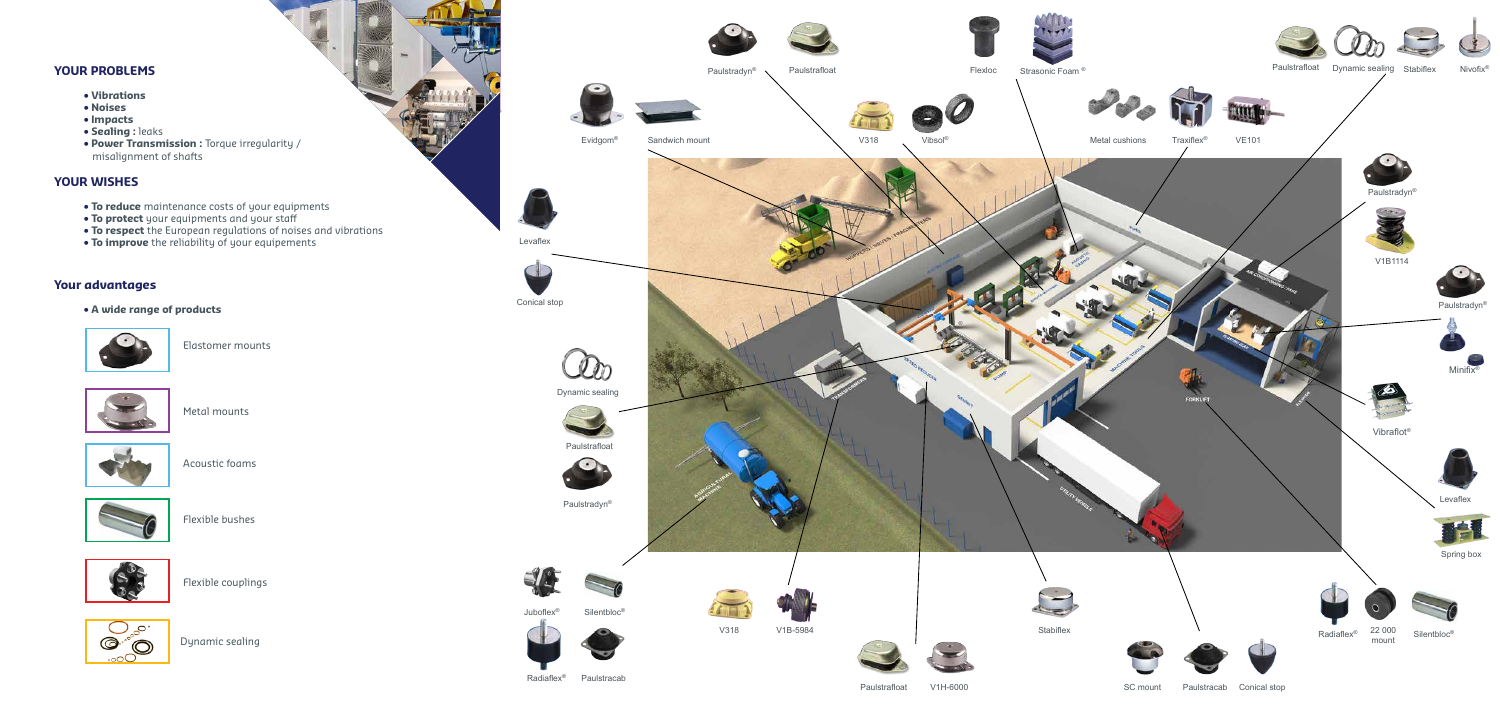## YOUR PROBLEMS

- **Vibrations**
- **Noises**
- **Impacts**
- **Sealing :** leaks
- **Power Transmission :** Torque irregularity / misalignment of shafts

## YOUR WISHES

- **To reduce** maintenance costs of your equipments
- **To protect** your equipments and your staff
- **To respect** the European regulations of noises and vibrations
- **To improve** the reliability of your equipements

## Your advantages

- **A wide range of products**

Elastomer mounts

Metal mounts

Acoustic foams

Flexible bushes

Flexible couplings

Dynamic sealing

Paulstradyn®
Paulstrafloat
Flexloc
Strasonic Foam ®
Paulstrafloat
Dynamic sealing
Stabiflex
Nivofix®
Evidgom®
Sandwich mount
V318
Vibsol®
Metal cushions
Traxiflex®
VE101
Paulstradyn®
V1B1114
Paulstradyn®
Minifix®
Vibraflot®
Levaflex
Spring box
Levaflex
Conical stop
Dynamic sealing
Paulstrafloat
Paulstradyn®
Juboflex®
Silentbloc®
Radiaflex®
Paulstracab
V318
V1B-5984
Paulstrafloat
V1H-6000
Stabiflex
SC mount
Paulstracab
Conical stop
Radiaflex®
22 000 mount
Silentbloc®